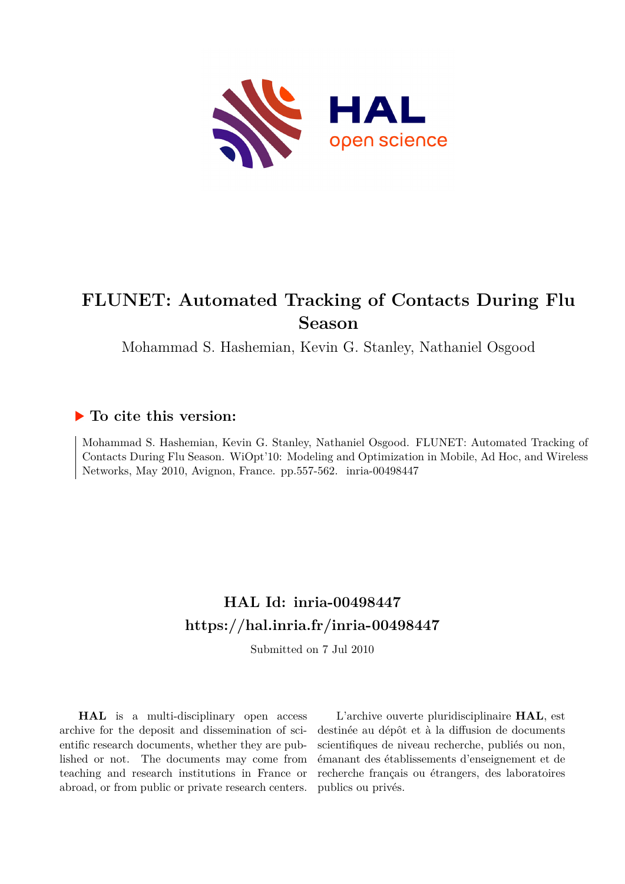# FLUNET: Automated Tracking of Contacts During Flu Season

Mohammad S. Hashemian, Kevin G. Stanley, Nathaniel Osgood

## ▶ To cite this version:

Mohammad S. Hashemian, Kevin G. Stanley, Nathaniel Osgood. FLUNET: Automated Tracking of Contacts During Flu Season. WiOpt'10: Modeling and Optimization in Mobile, Ad Hoc, and Wireless Networks, May 2010, Avignon, France. pp.557-562. inria-00498447

## HAL Id: inria-00498447
## https://hal.inria.fr/inria-00498447

Submitted on 7 Jul 2010

**HAL** is a multi-disciplinary open access archive for the deposit and dissemination of scientific research documents, whether they are published or not. The documents may come from teaching and research institutions in France or abroad, or from public or private research centers.

L'archive ouverte pluridisciplinaire **HAL**, est destinée au dépôt et à la diffusion de documents scientifiques de niveau recherche, publiés ou non, émanant des établissements d'enseignement et de recherche français ou étrangers, des laboratoires publics ou privés.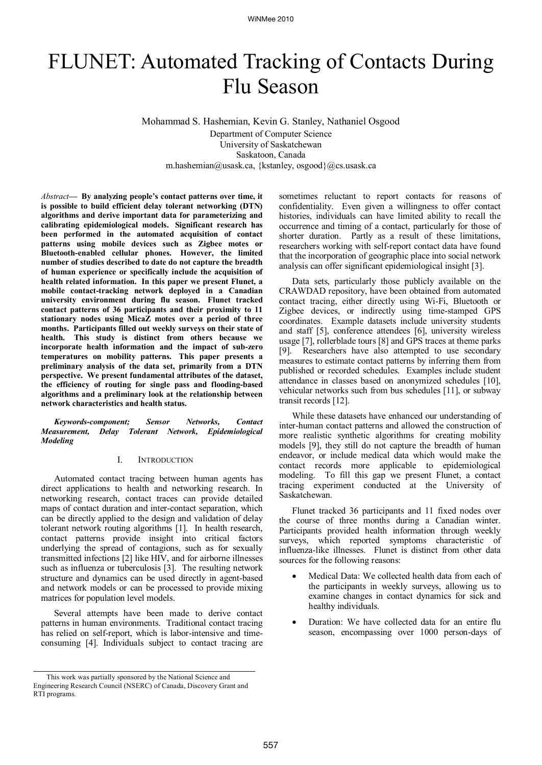# FLUNET: Automated Tracking of Contacts During Flu Season

Mohammad S. Hashemian, Kevin G. Stanley, Nathaniel Osgood
Department of Computer Science
University of Saskatchewan
Saskatoon, Canada
m.hashemian@usask.ca, {kstanley, osgood}@cs.usask.ca

*Abstract*— **By analyzing people's contact patterns over time, it is possible to build efficient delay tolerant networking (DTN) algorithms and derive important data for parameterizing and calibrating epidemiological models. Significant research has been performed in the automated acquisition of contact patterns using mobile devices such as Zigbee motes or Bluetooth-enabled cellular phones. However, the limited number of studies described to date do not capture the breadth of human experience or specifically include the acquisition of health related information. In this paper we present Flunet, a mobile contact-tracking network deployed in a Canadian university environment during flu season. Flunet tracked contact patterns of 36 participants and their proximity to 11 stationary nodes using MicaZ motes over a period of three months. Participants filled out weekly surveys on their state of health. This study is distinct from others because we incorporate health information and the impact of sub-zero temperatures on mobility patterns. This paper presents a preliminary analysis of the data set, primarily from a DTN perspective. We present fundamental attributes of the dataset, the efficiency of routing for single pass and flooding-based algorithms and a preliminary look at the relationship between network characteristics and health status.**

***Keywords-component; Sensor Networks, Contact Measurement, Delay Tolerant Network, Epidemiological Modeling***

## I. Introduction

Automated contact tracing between human agents has direct applications to health and networking research. In networking research, contact traces can provide detailed maps of contact duration and inter-contact separation, which can be directly applied to the design and validation of delay tolerant network routing algorithms [1]. In health research, contact patterns provide insight into critical factors underlying the spread of contagions, such as for sexually transmitted infections [2] like HIV, and for airborne illnesses such as influenza or tuberculosis [3]. The resulting network structure and dynamics can be used directly in agent-based and network models or can be processed to provide mixing matrices for population level models.

Several attempts have been made to derive contact patterns in human environments. Traditional contact tracing has relied on self-report, which is labor-intensive and time-consuming [4]. Individuals subject to contact tracing are sometimes reluctant to report contacts for reasons of confidentiality. Even given a willingness to offer contact histories, individuals can have limited ability to recall the occurrence and timing of a contact, particularly for those of shorter duration. Partly as a result of these limitations, researchers working with self-report contact data have found that the incorporation of geographic place into social network analysis can offer significant epidemiological insight [3].

Data sets, particularly those publicly available on the CRAWDAD repository, have been obtained from automated contact tracing, either directly using Wi-Fi, Bluetooth or Zigbee devices, or indirectly using time-stamped GPS coordinates. Example datasets include university students and staff [5], conference attendees [6], university wireless usage [7], rollerblade tours [8] and GPS traces at theme parks [9]. Researchers have also attempted to use secondary measures to estimate contact patterns by inferring them from published or recorded schedules. Examples include student attendance in classes based on anonymized schedules [10], vehicular networks such from bus schedules [11], or subway transit records [12].

While these datasets have enhanced our understanding of inter-human contact patterns and allowed the construction of more realistic synthetic algorithms for creating mobility models [9], they still do not capture the breadth of human endeavor, or include medical data which would make the contact records more applicable to epidemiological modeling. To fill this gap we present Flunet, a contact tracing experiment conducted at the University of Saskatchewan.

Flunet tracked 36 participants and 11 fixed nodes over the course of three months during a Canadian winter. Participants provided health information through weekly surveys, which reported symptoms characteristic of influenza-like illnesses. Flunet is distinct from other data sources for the following reasons:

- Medical Data: We collected health data from each of the participants in weekly surveys, allowing us to examine changes in contact dynamics for sick and healthy individuals.
- Duration: We have collected data for an entire flu season, encompassing over 1000 person-days of

This work was partially sponsored by the National Science and Engineering Research Council (NSERC) of Canada, Discovery Grant and RTI programs.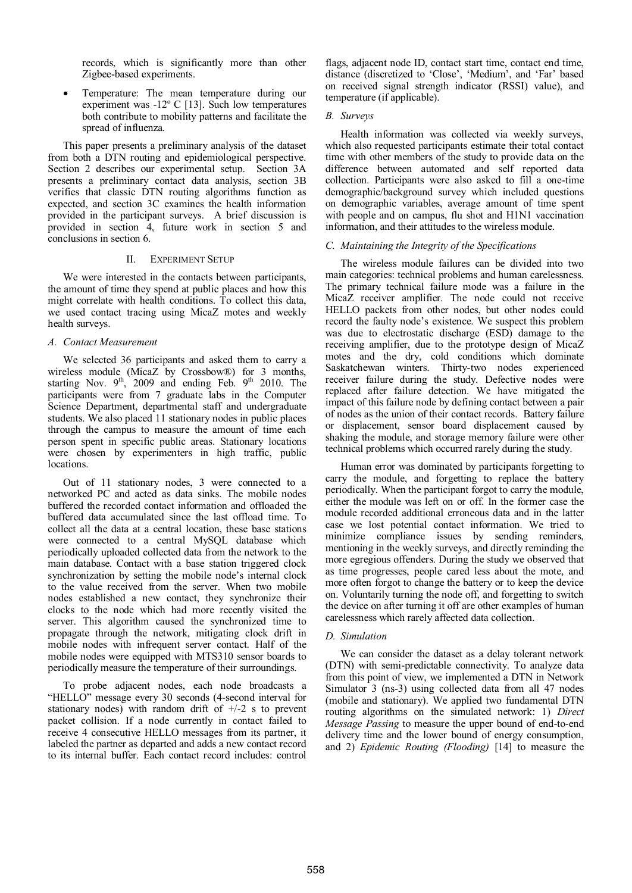records, which is significantly more than other Zigbee-based experiments.

- Temperature: The mean temperature during our experiment was -12º C [13]. Such low temperatures both contribute to mobility patterns and facilitate the spread of influenza.

This paper presents a preliminary analysis of the dataset from both a DTN routing and epidemiological perspective. Section 2 describes our experimental setup. Section 3A presents a preliminary contact data analysis, section 3B verifies that classic DTN routing algorithms function as expected, and section 3C examines the health information provided in the participant surveys. A brief discussion is provided in section 4, future work in section 5 and conclusions in section 6.

## II. Experiment Setup

We were interested in the contacts between participants, the amount of time they spend at public places and how this might correlate with health conditions. To collect this data, we used contact tracing using MicaZ motes and weekly health surveys.

### A. Contact Measurement

We selected 36 participants and asked them to carry a wireless module (MicaZ by Crossbow®) for 3 months, starting Nov. 9th, 2009 and ending Feb. 9th 2010. The participants were from 7 graduate labs in the Computer Science Department, departmental staff and undergraduate students. We also placed 11 stationary nodes in public places through the campus to measure the amount of time each person spent in specific public areas. Stationary locations were chosen by experimenters in high traffic, public locations.

Out of 11 stationary nodes, 3 were connected to a networked PC and acted as data sinks. The mobile nodes buffered the recorded contact information and offloaded the buffered data accumulated since the last offload time. To collect all the data at a central location, these base stations were connected to a central MySQL database which periodically uploaded collected data from the network to the main database. Contact with a base station triggered clock synchronization by setting the mobile node's internal clock to the value received from the server. When two mobile nodes established a new contact, they synchronize their clocks to the node which had more recently visited the server. This algorithm caused the synchronized time to propagate through the network, mitigating clock drift in mobile nodes with infrequent server contact. Half of the mobile nodes were equipped with MTS310 sensor boards to periodically measure the temperature of their surroundings.

To probe adjacent nodes, each node broadcasts a "HELLO" message every 30 seconds (4-second interval for stationary nodes) with random drift of +/-2 s to prevent packet collision. If a node currently in contact failed to receive 4 consecutive HELLO messages from its partner, it labeled the partner as departed and adds a new contact record to its internal buffer. Each contact record includes: control flags, adjacent node ID, contact start time, contact end time, distance (discretized to 'Close', 'Medium', and 'Far' based on received signal strength indicator (RSSI) value), and temperature (if applicable).

### B. Surveys

Health information was collected via weekly surveys, which also requested participants estimate their total contact time with other members of the study to provide data on the difference between automated and self reported data collection. Participants were also asked to fill a one-time demographic/background survey which included questions on demographic variables, average amount of time spent with people and on campus, flu shot and H1N1 vaccination information, and their attitudes to the wireless module.

### C. Maintaining the Integrity of the Specifications

The wireless module failures can be divided into two main categories: technical problems and human carelessness. The primary technical failure mode was a failure in the MicaZ receiver amplifier. The node could not receive HELLO packets from other nodes, but other nodes could record the faulty node's existence. We suspect this problem was due to electrostatic discharge (ESD) damage to the receiving amplifier, due to the prototype design of MicaZ motes and the dry, cold conditions which dominate Saskatchewan winters. Thirty-two nodes experienced receiver failure during the study. Defective nodes were replaced after failure detection. We have mitigated the impact of this failure node by defining contact between a pair of nodes as the union of their contact records. Battery failure or displacement, sensor board displacement caused by shaking the module, and storage memory failure were other technical problems which occurred rarely during the study.

Human error was dominated by participants forgetting to carry the module, and forgetting to replace the battery periodically. When the participant forgot to carry the module, either the module was left on or off. In the former case the module recorded additional erroneous data and in the latter case we lost potential contact information. We tried to minimize compliance issues by sending reminders, mentioning in the weekly surveys, and directly reminding the more egregious offenders. During the study we observed that as time progresses, people cared less about the mote, and more often forgot to change the battery or to keep the device on. Voluntarily turning the node off, and forgetting to switch the device on after turning it off are other examples of human carelessness which rarely affected data collection.

### D. Simulation

We can consider the dataset as a delay tolerant network (DTN) with semi-predictable connectivity. To analyze data from this point of view, we implemented a DTN in Network Simulator 3 (ns-3) using collected data from all 47 nodes (mobile and stationary). We applied two fundamental DTN routing algorithms on the simulated network: 1) *Direct Message Passing* to measure the upper bound of end-to-end delivery time and the lower bound of energy consumption, and 2) *Epidemic Routing (Flooding)* [14] to measure the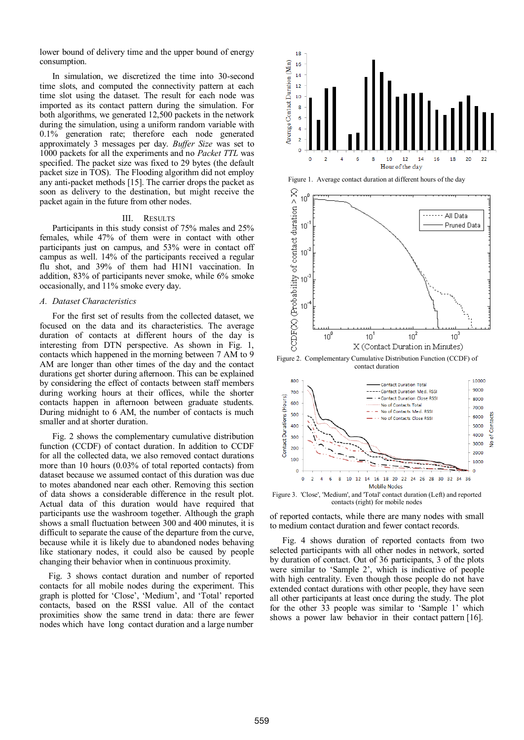lower bound of delivery time and the upper bound of energy consumption.

In simulation, we discretized the time into 30-second time slots, and computed the connectivity pattern at each time slot using the dataset. The result for each node was imported as its contact pattern during the simulation. For both algorithms, we generated 12,500 packets in the network during the simulation, using a uniform random variable with 0.1% generation rate; therefore each node generated approximately 3 messages per day. *Buffer Size* was set to 1000 packets for all the experiments and no *Packet TTL* was specified. The packet size was fixed to 29 bytes (the default packet size in TOS). The Flooding algorithm did not employ any anti-packet methods [15]. The carrier drops the packet as soon as delivery to the destination, but might receive the packet again in the future from other nodes.

## III. Results

Participants in this study consist of 75% males and 25% females, while 47% of them were in contact with other participants just on campus, and 53% were in contact off campus as well. 14% of the participants received a regular flu shot, and 39% of them had H1N1 vaccination. In addition, 83% of participants never smoke, while 6% smoke occasionally, and 11% smoke every day.

### A. Dataset Characteristics

For the first set of results from the collected dataset, we focused on the data and its characteristics. The average duration of contacts at different hours of the day is interesting from DTN perspective. As shown in Fig. 1, contacts which happened in the morning between 7 AM to 9 AM are longer than other times of the day and the contact durations get shorter during afternoon. This can be explained by considering the effect of contacts between staff members during working hours at their offices, while the shorter contacts happen in afternoon between graduate students. During midnight to 6 AM, the number of contacts is much smaller and at shorter duration.

Fig. 2 shows the complementary cumulative distribution function (CCDF) of contact duration. In addition to CCDF for all the collected data, we also removed contact durations more than 10 hours (0.03% of total reported contacts) from dataset because we assumed contact of this duration was due to motes abandoned near each other. Removing this section of data shows a considerable difference in the result plot. Actual data of this duration would have required that participants use the washroom together. Although the graph shows a small fluctuation between 300 and 400 minutes, it is difficult to separate the cause of the departure from the curve, because while it is likely due to abandoned nodes behaving like stationary nodes, it could also be caused by people changing their behavior when in continuous proximity.

Fig. 3 shows contact duration and number of reported contacts for all mobile nodes during the experiment. This graph is plotted for 'Close', 'Medium', and 'Total' reported contacts, based on the RSSI value. All of the contact proximities show the same trend in data: there are fewer nodes which have long contact duration and a large number of reported contacts, while there are many nodes with small to medium contact duration and fewer contact records.

Figure 1. Average contact duration at different hours of the day

Figure 2. Complementary Cumulative Distribution Function (CCDF) of contact duration

Figure 3. 'Close', 'Medium', and 'Total' contact duration (Left) and reported contacts (right) for mobile nodes

Fig. 4 shows duration of reported contacts from two selected participants with all other nodes in network, sorted by duration of contact. Out of 36 participants, 3 of the plots were similar to 'Sample 2', which is indicative of people with high centrality. Even though those people do not have extended contact durations with other people, they have seen all other participants at least once during the study. The plot for the other 33 people was similar to 'Sample 1' which shows a power law behavior in their contact pattern [16].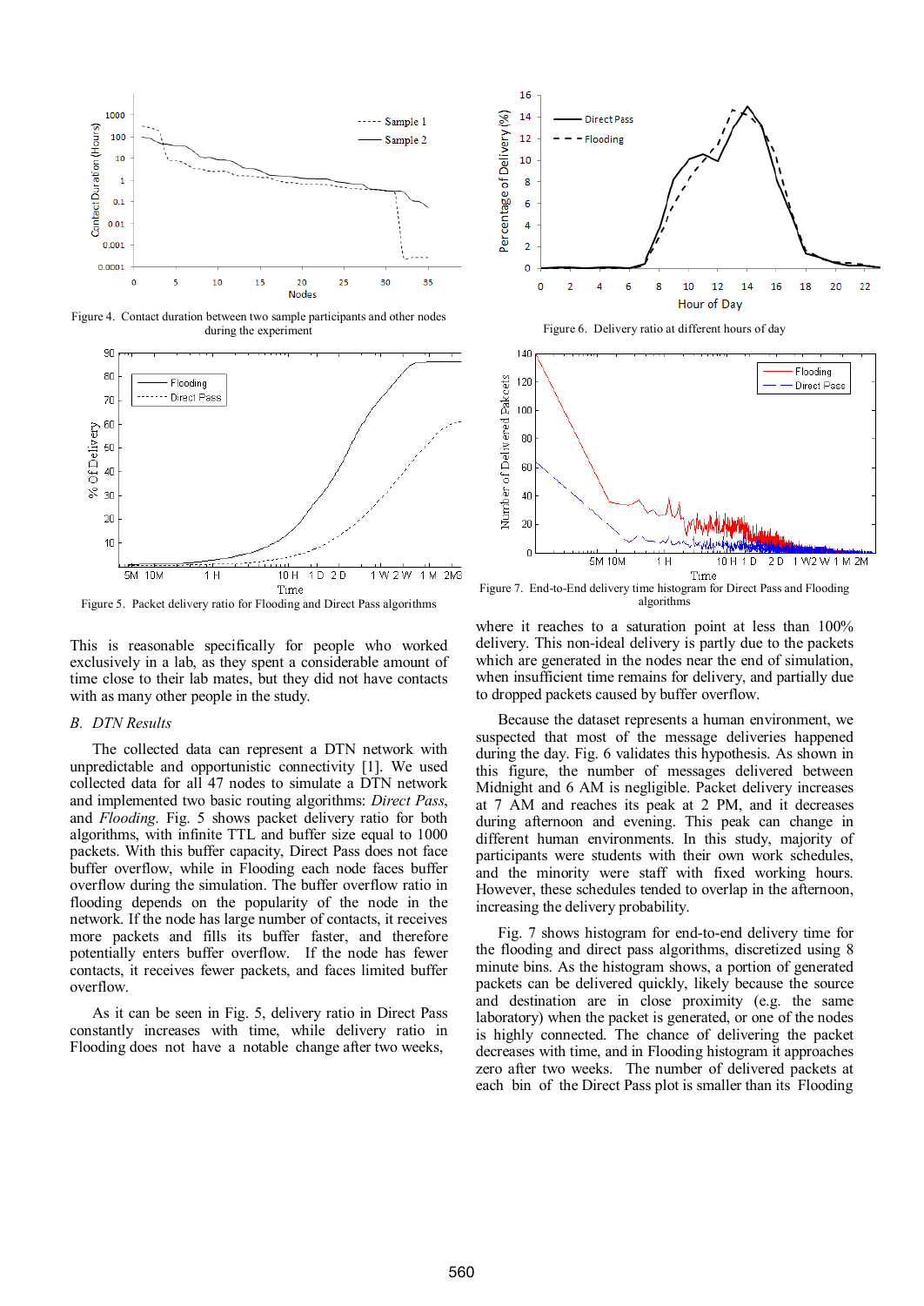Figure 4. Contact duration between two sample participants and other nodes during the experiment

Figure 5. Packet delivery ratio for Flooding and Direct Pass algorithms

This is reasonable specifically for people who worked exclusively in a lab, as they spent a considerable amount of time close to their lab mates, but they did not have contacts with as many other people in the study.

## B. DTN Results

The collected data can represent a DTN network with unpredictable and opportunistic connectivity [1]. We used collected data for all 47 nodes to simulate a DTN network and implemented two basic routing algorithms: *Direct Pass*, and *Flooding*. Fig. 5 shows packet delivery ratio for both algorithms, with infinite TTL and buffer size equal to 1000 packets. With this buffer capacity, Direct Pass does not face buffer overflow, while in Flooding each node faces buffer overflow during the simulation. The buffer overflow ratio in flooding depends on the popularity of the node in the network. If the node has large number of contacts, it receives more packets and fills its buffer faster, and therefore potentially enters buffer overflow. If the node has fewer contacts, it receives fewer packets, and faces limited buffer overflow.

As it can be seen in Fig. 5, delivery ratio in Direct Pass constantly increases with time, while delivery ratio in Flooding does not have a notable change after two weeks, where it reaches to a saturation point at less than 100% delivery. This non-ideal delivery is partly due to the packets which are generated in the nodes near the end of simulation, when insufficient time remains for delivery, and partially due to dropped packets caused by buffer overflow.

Figure 6. Delivery ratio at different hours of day

Figure 7. End-to-End delivery time histogram for Direct Pass and Flooding algorithms

Because the dataset represents a human environment, we suspected that most of the message deliveries happened during the day. Fig. 6 validates this hypothesis. As shown in this figure, the number of messages delivered between Midnight and 6 AM is negligible. Packet delivery increases at 7 AM and reaches its peak at 2 PM, and it decreases during afternoon and evening. This peak can change in different human environments. In this study, majority of participants were students with their own work schedules, and the minority were staff with fixed working hours. However, these schedules tended to overlap in the afternoon, increasing the delivery probability.

Fig. 7 shows histogram for end-to-end delivery time for the flooding and direct pass algorithms, discretized using 8 minute bins. As the histogram shows, a portion of generated packets can be delivered quickly, likely because the source and destination are in close proximity (e.g. the same laboratory) when the packet is generated, or one of the nodes is highly connected. The chance of delivering the packet decreases with time, and in Flooding histogram it approaches zero after two weeks. The number of delivered packets at each bin of the Direct Pass plot is smaller than its Flooding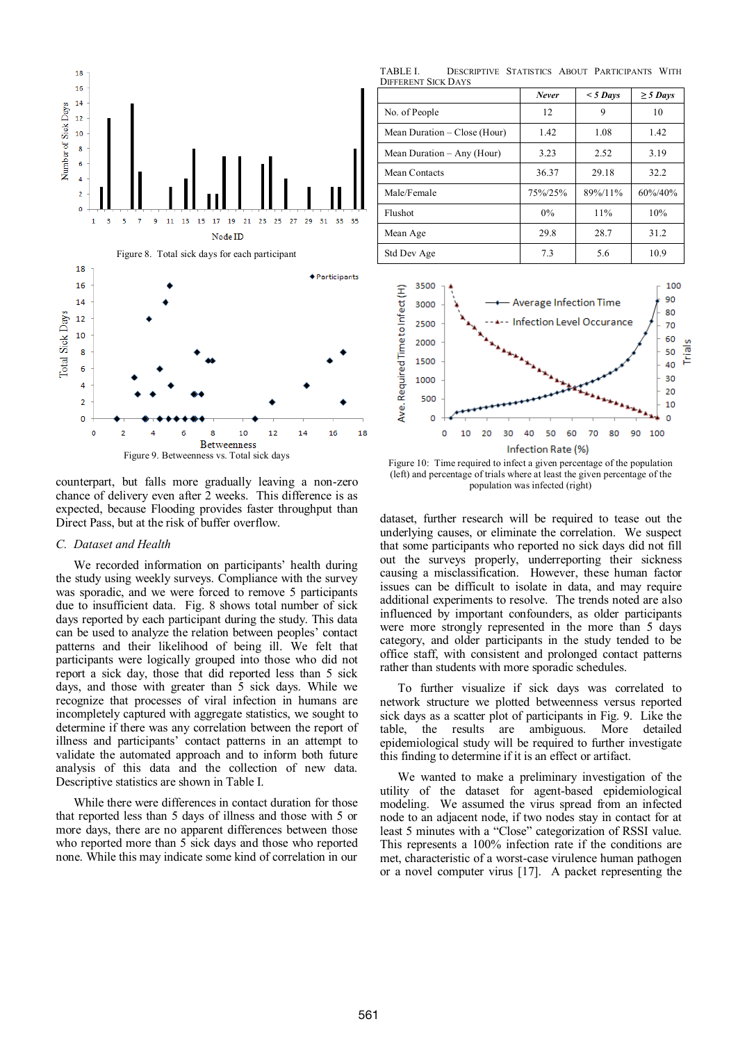Figure 8. Total sick days for each participant

Figure 9. Betweenness vs. Total sick days

counterpart, but falls more gradually leaving a non-zero chance of delivery even after 2 weeks. This difference is as expected, because Flooding provides faster throughput than Direct Pass, but at the risk of buffer overflow.

### *C. Dataset and Health*

We recorded information on participants' health during the study using weekly surveys. Compliance with the survey was sporadic, and we were forced to remove 5 participants due to insufficient data. Fig. 8 shows total number of sick days reported by each participant during the study. This data can be used to analyze the relation between peoples' contact patterns and their likelihood of being ill. We felt that participants were logically grouped into those who did not report a sick day, those that did reported less than 5 sick days, and those with greater than 5 sick days. While we recognize that processes of viral infection in humans are incompletely captured with aggregate statistics, we sought to determine if there was any correlation between the report of illness and participants' contact patterns in an attempt to validate the automated approach and to inform both future analysis of this data and the collection of new data. Descriptive statistics are shown in Table I.

While there were differences in contact duration for those that reported less than 5 days of illness and those with 5 or more days, there are no apparent differences between those who reported more than 5 sick days and those who reported none. While this may indicate some kind of correlation in our

TABLE I. Descriptive Statistics About Participants With Different Sick Days

| | *Never* | *< 5 Days* | *≥ 5 Days* |
|---|---|---|---|
| No. of People | 12 | 9 | 10 |
| Mean Duration – Close (Hour) | 1.42 | 1.08 | 1.42 |
| Mean Duration – Any (Hour) | 3.23 | 2.52 | 3.19 |
| Mean Contacts | 36.37 | 29.18 | 32.2 |
| Male/Female | 75%/25% | 89%/11% | 60%/40% |
| Flushot | 0% | 11% | 10% |
| Mean Age | 29.8 | 28.7 | 31.2 |
| Std Dev Age | 7.3 | 5.6 | 10.9 |

Figure 10: Time required to infect a given percentage of the population (left) and percentage of trials where at least the given percentage of the population was infected (right)

dataset, further research will be required to tease out the underlying causes, or eliminate the correlation. We suspect that some participants who reported no sick days did not fill out the surveys properly, underreporting their sickness causing a misclassification. However, these human factor issues can be difficult to isolate in data, and may require additional experiments to resolve. The trends noted are also influenced by important confounders, as older participants were more strongly represented in the more than 5 days category, and older participants in the study tended to be office staff, with consistent and prolonged contact patterns rather than students with more sporadic schedules.

To further visualize if sick days was correlated to network structure we plotted betweenness versus reported sick days as a scatter plot of participants in Fig. 9. Like the table, the results are ambiguous. More detailed epidemiological study will be required to further investigate this finding to determine if it is an effect or artifact.

We wanted to make a preliminary investigation of the utility of the dataset for agent-based epidemiological modeling. We assumed the virus spread from an infected node to an adjacent node, if two nodes stay in contact for at least 5 minutes with a "Close" categorization of RSSI value. This represents a 100% infection rate if the conditions are met, characteristic of a worst-case virulence human pathogen or a novel computer virus [17]. A packet representing the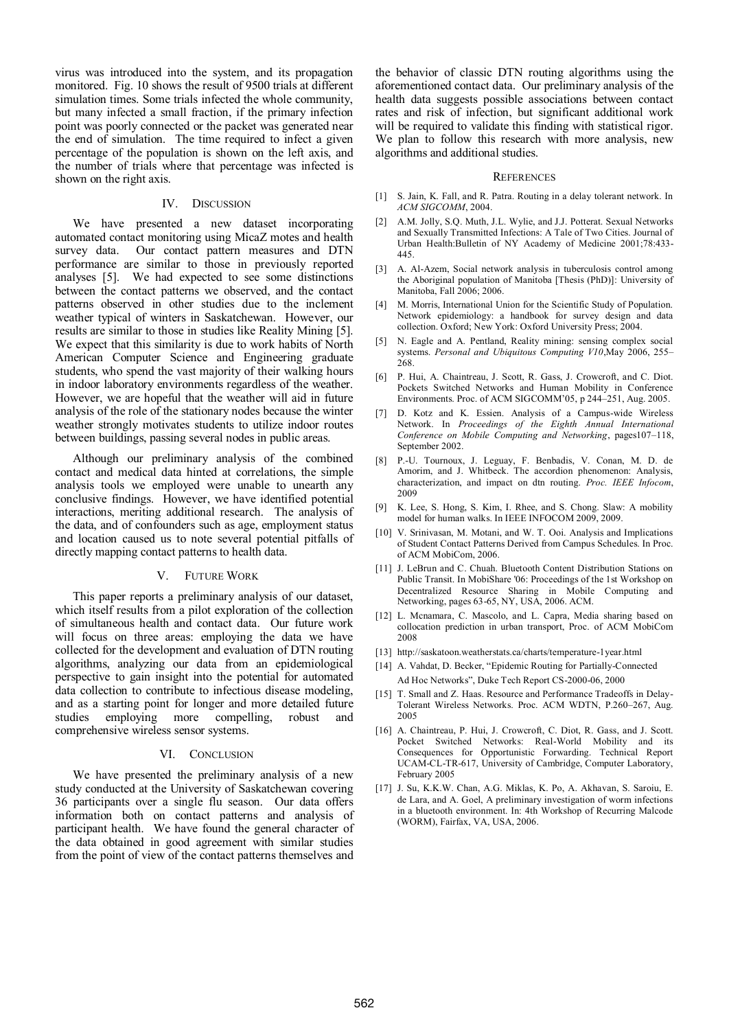virus was introduced into the system, and its propagation monitored. Fig. 10 shows the result of 9500 trials at different simulation times. Some trials infected the whole community, but many infected a small fraction, if the primary infection point was poorly connected or the packet was generated near the end of simulation. The time required to infect a given percentage of the population is shown on the left axis, and the number of trials where that percentage was infected is shown on the right axis.

## IV. Discussion

We have presented a new dataset incorporating automated contact monitoring using MicaZ motes and health survey data. Our contact pattern measures and DTN performance are similar to those in previously reported analyses [5]. We had expected to see some distinctions between the contact patterns we observed, and the contact patterns observed in other studies due to the inclement weather typical of winters in Saskatchewan. However, our results are similar to those in studies like Reality Mining [5]. We expect that this similarity is due to work habits of North American Computer Science and Engineering graduate students, who spend the vast majority of their walking hours in indoor laboratory environments regardless of the weather. However, we are hopeful that the weather will aid in future analysis of the role of the stationary nodes because the winter weather strongly motivates students to utilize indoor routes between buildings, passing several nodes in public areas.

Although our preliminary analysis of the combined contact and medical data hinted at correlations, the simple analysis tools we employed were unable to unearth any conclusive findings. However, we have identified potential interactions, meriting additional research. The analysis of the data, and of confounders such as age, employment status and location caused us to note several potential pitfalls of directly mapping contact patterns to health data.

## V. Future Work

This paper reports a preliminary analysis of our dataset, which itself results from a pilot exploration of the collection of simultaneous health and contact data. Our future work will focus on three areas: employing the data we have collected for the development and evaluation of DTN routing algorithms, analyzing our data from an epidemiological perspective to gain insight into the potential for automated data collection to contribute to infectious disease modeling, and as a starting point for longer and more detailed future studies employing more compelling, robust and comprehensive wireless sensor systems.

## VI. Conclusion

We have presented the preliminary analysis of a new study conducted at the University of Saskatchewan covering 36 participants over a single flu season. Our data offers information both on contact patterns and analysis of participant health. We have found the general character of the data obtained in good agreement with similar studies from the point of view of the contact patterns themselves and the behavior of classic DTN routing algorithms using the aforementioned contact data. Our preliminary analysis of the health data suggests possible associations between contact rates and risk of infection, but significant additional work will be required to validate this finding with statistical rigor. We plan to follow this research with more analysis, new algorithms and additional studies.

## References

[1] S. Jain, K. Fall, and R. Patra. Routing in a delay tolerant network. In *ACM SIGCOMM*, 2004.

[2] A.M. Jolly, S.Q. Muth, J.L. Wylie, and J.J. Potterat. Sexual Networks and Sexually Transmitted Infections: A Tale of Two Cities. Journal of Urban Health:Bulletin of NY Academy of Medicine 2001;78:433-445.

[3] A. Al-Azem, Social network analysis in tuberculosis control among the Aboriginal population of Manitoba [Thesis (PhD)]: University of Manitoba, Fall 2006; 2006.

[4] M. Morris, International Union for the Scientific Study of Population. Network epidemiology: a handbook for survey design and data collection. Oxford; New York: Oxford University Press; 2004.

[5] N. Eagle and A. Pentland, Reality mining: sensing complex social systems. *Personal and Ubiquitous Computing V10*,May 2006, 255–268.

[6] P. Hui, A. Chaintreau, J. Scott, R. Gass, J. Crowcroft, and C. Diot. Pockets Switched Networks and Human Mobility in Conference Environments. Proc. of ACM SIGCOMM'05, p 244–251, Aug. 2005.

[7] D. Kotz and K. Essien. Analysis of a Campus-wide Wireless Network. In *Proceedings of the Eighth Annual International Conference on Mobile Computing and Networking*, pages107–118, September 2002.

[8] P.-U. Tournoux, J. Leguay, F. Benbadis, V. Conan, M. D. de Amorim, and J. Whitbeck. The accordion phenomenon: Analysis, characterization, and impact on dtn routing. *Proc. IEEE Infocom*, 2009

[9] K. Lee, S. Hong, S. Kim, I. Rhee, and S. Chong. Slaw: A mobility model for human walks. In IEEE INFOCOM 2009, 2009.

[10] V. Srinivasan, M. Motani, and W. T. Ooi. Analysis and Implications of Student Contact Patterns Derived from Campus Schedules. In Proc. of ACM MobiCom, 2006.

[11] J. LeBrun and C. Chuah. Bluetooth Content Distribution Stations on Public Transit. In MobiShare '06: Proceedings of the 1st Workshop on Decentralized Resource Sharing in Mobile Computing and Networking, pages 63-65, NY, USA, 2006. ACM.

[12] L. Mcnamara, C. Mascolo, and L. Capra, Media sharing based on collocation prediction in urban transport, Proc. of ACM MobiCom 2008

[13] http://saskatoon.weatherstats.ca/charts/temperature-1year.html

[14] A. Vahdat, D. Becker, "Epidemic Routing for Partially-Connected Ad Hoc Networks", Duke Tech Report CS-2000-06, 2000

[15] T. Small and Z. Haas. Resource and Performance Tradeoffs in Delay-Tolerant Wireless Networks. Proc. ACM WDTN, P.260–267, Aug. 2005

[16] A. Chaintreau, P. Hui, J. Crowcroft, C. Diot, R. Gass, and J. Scott. Pocket Switched Networks: Real-World Mobility and its Consequences for Opportunistic Forwarding. Technical Report UCAM-CL-TR-617, University of Cambridge, Computer Laboratory, February 2005

[17] J. Su, K.K.W. Chan, A.G. Miklas, K. Po, A. Akhavan, S. Saroiu, E. de Lara, and A. Goel, A preliminary investigation of worm infections in a bluetooth environment. In: 4th Workshop of Recurring Malcode (WORM), Fairfax, VA, USA, 2006.